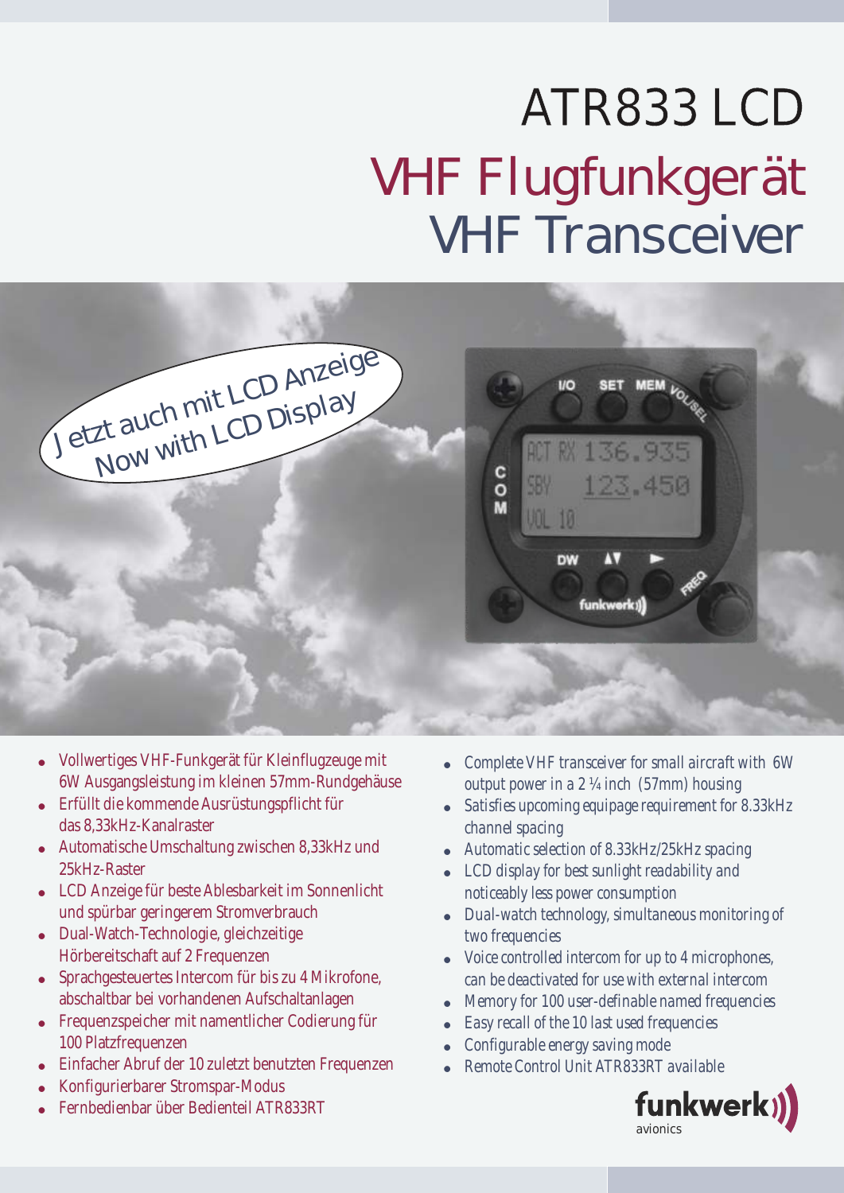# ATR833 LCD

## VHF Flugfunkgerät

## VHF Transceiver

Jetzt auch mit LCD Anzeige
Now with LCD Display

- Vollwertiges VHF-Funkgerät für Kleinflugzeuge mit 6W Ausgangsleistung im kleinen 57mm-Rundgehäuse
- Erfüllt die kommende Ausrüstungspflicht für das 8,33kHz-Kanalraster
- Automatische Umschaltung zwischen 8,33kHz und 25kHz-Raster
- LCD Anzeige für beste Ablesbarkeit im Sonnenlicht und spürbar geringerem Stromverbrauch
- Dual-Watch-Technologie, gleichzeitige Hörbereitschaft auf 2 Frequenzen
- Sprachgesteuertes Intercom für bis zu 4 Mikrofone, abschaltbar bei vorhandenen Aufschaltanlagen
- Frequenzspeicher mit namentlicher Codierung für 100 Platzfrequenzen
- Einfacher Abruf der 10 zuletzt benutzten Frequenzen
- Konfigurierbarer Stromspar-Modus
- Fernbedienbar über Bedienteil ATR833RT

- Complete VHF transceiver for small aircraft with 6W output power in a 2 ¼ inch (57mm) housing
- Satisfies upcoming equipage requirement for 8.33kHz channel spacing
- Automatic selection of 8.33kHz/25kHz spacing
- LCD display for best sunlight readability and noticeably less power consumption
- Dual-watch technology, simultaneous monitoring of two frequencies
- Voice controlled intercom for up to 4 microphones, can be deactivated for use with external intercom
- Memory for 100 user-definable named frequencies
- Easy recall of the 10 last used frequencies
- Configurable energy saving mode
- Remote Control Unit ATR833RT available

funkwerk avionics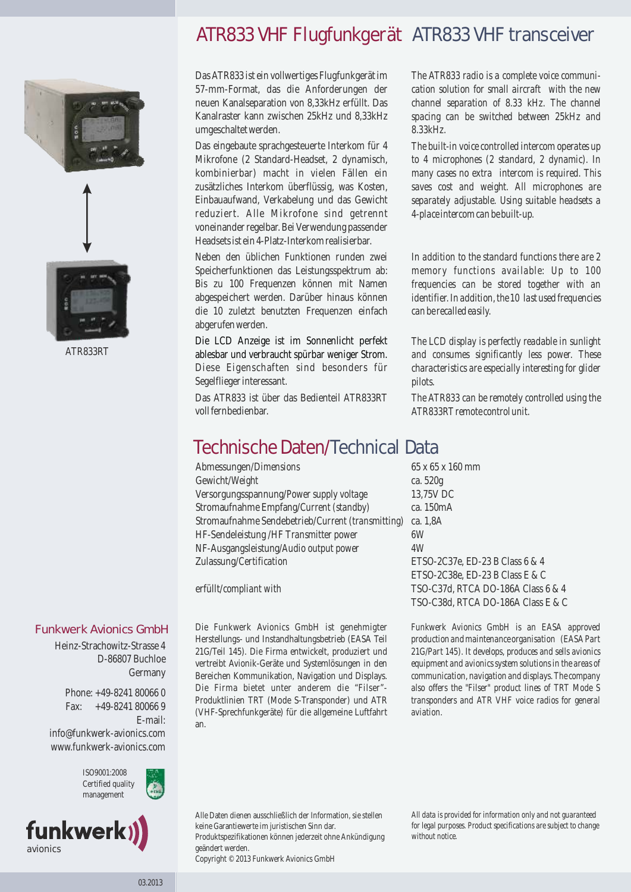# ATR833 VHF Flugfunkgerät ATR833 VHF transceiver

ATR833RT

Das ATR833 ist ein vollwertiges Flugfunkgerät im 57-mm-Format, das die Anforderungen der neuen Kanalseparation von 8,33kHz erfüllt. Das Kanalraster kann zwischen 25kHz und 8,33kHz umgeschaltet werden.

Das eingebaute sprachgesteuerte Interkom für 4 Mikrofone (2 Standard-Headset, 2 dynamisch, kombinierbar) macht in vielen Fällen ein zusätzliches Interkom überflüssig, was Kosten, Einbauaufwand, Verkabelung und das Gewicht reduziert. Alle Mikrofone sind getrennt voneinander regelbar. Bei Verwendung passender Headsets ist ein 4-Platz-Interkom realisierbar.

Neben den üblichen Funktionen runden zwei Speicherfunktionen das Leistungsspektrum ab: Bis zu 100 Frequenzen können mit Namen abgespeichert werden. Darüber hinaus können die 10 zuletzt benutzten Frequenzen einfach abgerufen werden.

Die LCD Anzeige ist im Sonnenlicht perfekt ablesbar und verbraucht spürbar weniger Strom. Diese Eigenschaften sind besonders für Segelflieger interessant.

Das ATR833 ist über das Bedienteil ATR833RT voll fernbedienbar.

The ATR833 radio is a complete voice communication solution for small aircraft with the new channel separation of 8.33 kHz. The channel spacing can be switched between 25kHz and 8.33kHz.

The built-in voice controlled intercom operates up to 4 microphones (2 standard, 2 dynamic). In many cases no extra intercom is required. This saves cost and weight. All microphones are separately adjustable. Using suitable headsets a 4-place intercom can be built-up.

In addition to the standard functions there are 2 memory functions available: Up to 100 frequencies can be stored together with an identifier. In addition, the 10 last used frequencies can be recalled easily.

The LCD display is perfectly readable in sunlight and consumes significantly less power. These characteristics are especially interesting for glider pilots.

The ATR833 can be remotely controlled using the ATR833RT remote control unit.

## Technische Daten/Technical Data

| | |
|---|---|
| Abmessungen/Dimensions | 65 x 65 x 160 mm |
| Gewicht/Weight | ca. 520g |
| Versorgungsspannung/Power supply voltage | 13,75V DC |
| Stromaufnahme Empfang/Current (standby) | ca. 150mA |
| Stromaufnahme Sendebetrieb/Current (transmitting) | ca. 1,8A |
| HF-Sendeleistung /HF Transmitter power | 6W |
| NF-Ausgangsleistung/Audio output power | 4W |
| Zulassung/Certification | ETSO-2C37e, ED-23 B Class 6 & 4<br>ETSO-2C38e, ED-23 B Class E & C |
| erfüllt/compliant with | TSO-C37d, RTCA DO-186A Class 6 & 4<br>TSO-C38d, RTCA DO-186A Class E & C |

Die Funkwerk Avionics GmbH ist genehmigter Herstellungs- und Instandhaltungsbetrieb (EASA Teil 21G/Teil 145). Die Firma entwickelt, produziert und vertreibt Avionik-Geräte und Systemlösungen in den Bereichen Kommunikation, Navigation und Displays. Die Firma bietet unter anderem die "Filser"-Produktlinien TRT (Mode S-Transponder) und ATR (VHF-Sprechfunkgeräte) für die allgemeine Luftfahrt an.

Funkwerk Avionics GmbH is an EASA approved production and maintenance organisation (EASA Part 21G/Part 145). It develops, produces and sells avionics equipment and avionics system solutions in the areas of communication, navigation and displays. The company also offers the "Filser" product lines of TRT Mode S transponders and ATR VHF voice radios for general aviation.

**Funkwerk Avionics GmbH**
Heinz-Strachowitz-Strasse 4
D-86807 Buchloe
Germany

Phone: +49-8241 80066 0
Fax: +49-8241 80066 9
E-mail:
info@funkwerk-avionics.com
www.funkwerk-avionics.com

ISO9001:2008
Certified quality
management

funkwerk avionics

Alle Daten dienen ausschließlich der Information, sie stellen keine Garantiewerte im juristischen Sinn dar.
Produktspezifikationen können jederzeit ohne Ankündigung geändert werden.
Copyright © 2013 Funkwerk Avionics GmbH

All data is provided for information only and not guaranteed for legal purposes. Product specifications are subject to change without notice.

03.2013